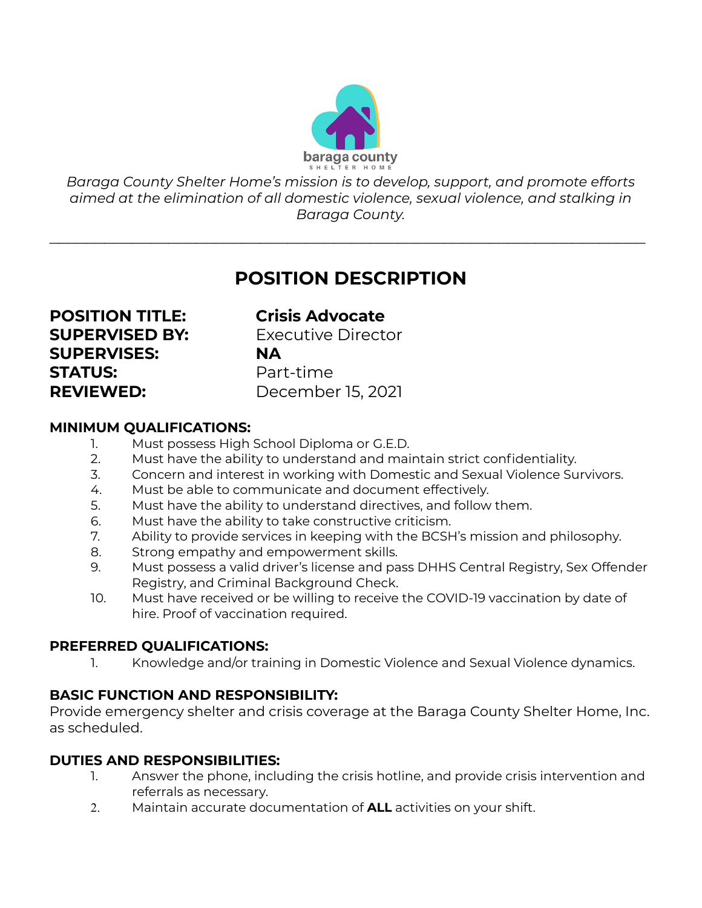baraga county
SHELTER HOME

*Baraga County Shelter Home's mission is to develop, support, and promote efforts aimed at the elimination of all domestic violence, sexual violence, and stalking in Baraga County.*

---

# POSITION DESCRIPTION

**POSITION TITLE:** **Crisis Advocate**
**SUPERVISED BY:** Executive Director
**SUPERVISES:** **NA**
**STATUS:** Part-time
**REVIEWED:** December 15, 2021

### MINIMUM QUALIFICATIONS:

1. Must possess High School Diploma or G.E.D.
2. Must have the ability to understand and maintain strict confidentiality.
3. Concern and interest in working with Domestic and Sexual Violence Survivors.
4. Must be able to communicate and document effectively.
5. Must have the ability to understand directives, and follow them.
6. Must have the ability to take constructive criticism.
7. Ability to provide services in keeping with the BCSH's mission and philosophy.
8. Strong empathy and empowerment skills.
9. Must possess a valid driver's license and pass DHHS Central Registry, Sex Offender Registry, and Criminal Background Check.
10. Must have received or be willing to receive the COVID-19 vaccination by date of hire. Proof of vaccination required.

### PREFERRED QUALIFICATIONS:

1. Knowledge and/or training in Domestic Violence and Sexual Violence dynamics.

### BASIC FUNCTION AND RESPONSIBILITY:

Provide emergency shelter and crisis coverage at the Baraga County Shelter Home, Inc. as scheduled.

### DUTIES AND RESPONSIBILITIES:

1. Answer the phone, including the crisis hotline, and provide crisis intervention and referrals as necessary.
2. Maintain accurate documentation of **ALL** activities on your shift.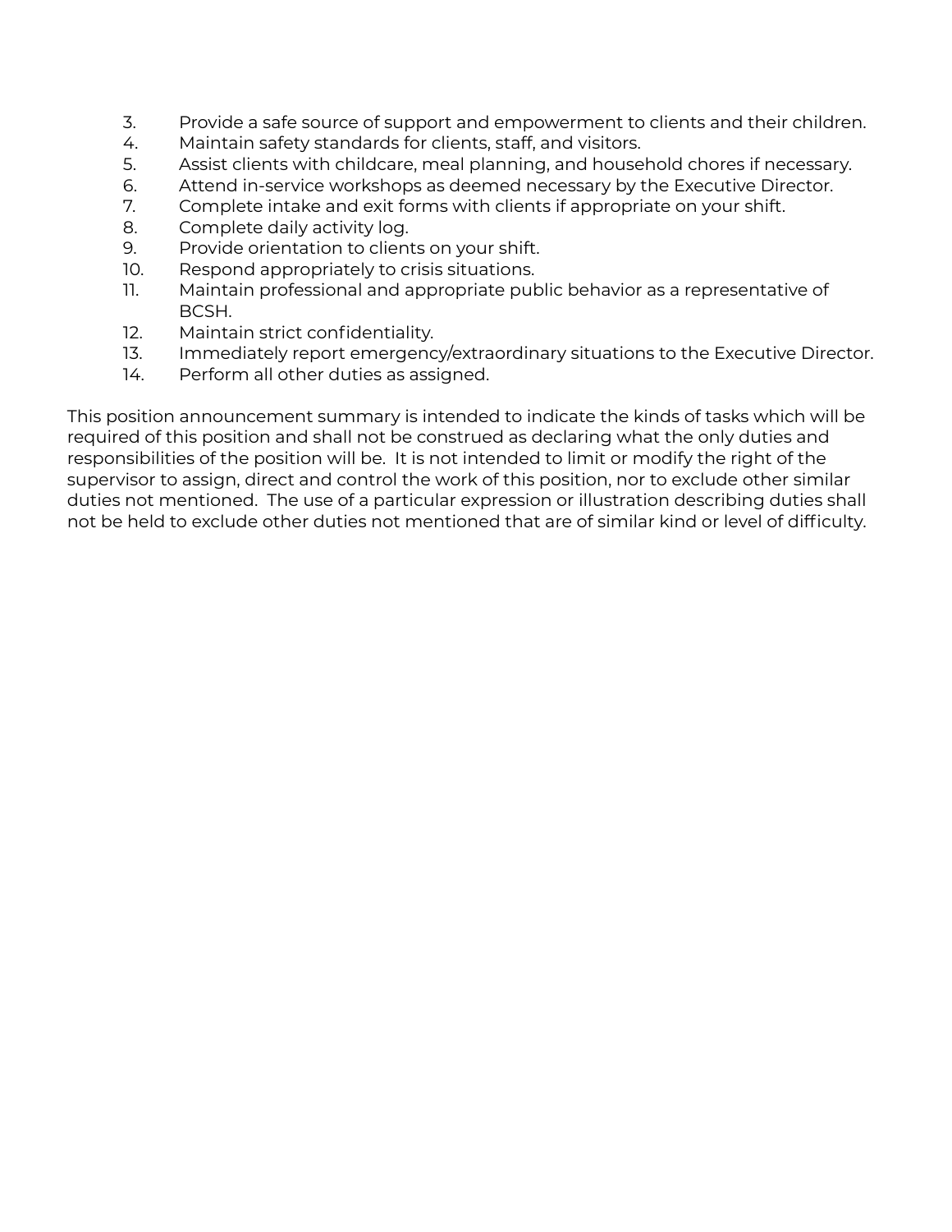3. Provide a safe source of support and empowerment to clients and their children.
4. Maintain safety standards for clients, staff, and visitors.
5. Assist clients with childcare, meal planning, and household chores if necessary.
6. Attend in-service workshops as deemed necessary by the Executive Director.
7. Complete intake and exit forms with clients if appropriate on your shift.
8. Complete daily activity log.
9. Provide orientation to clients on your shift.
10. Respond appropriately to crisis situations.
11. Maintain professional and appropriate public behavior as a representative of BCSH.
12. Maintain strict confidentiality.
13. Immediately report emergency/extraordinary situations to the Executive Director.
14. Perform all other duties as assigned.

This position announcement summary is intended to indicate the kinds of tasks which will be required of this position and shall not be construed as declaring what the only duties and responsibilities of the position will be. It is not intended to limit or modify the right of the supervisor to assign, direct and control the work of this position, nor to exclude other similar duties not mentioned. The use of a particular expression or illustration describing duties shall not be held to exclude other duties not mentioned that are of similar kind or level of difficulty.